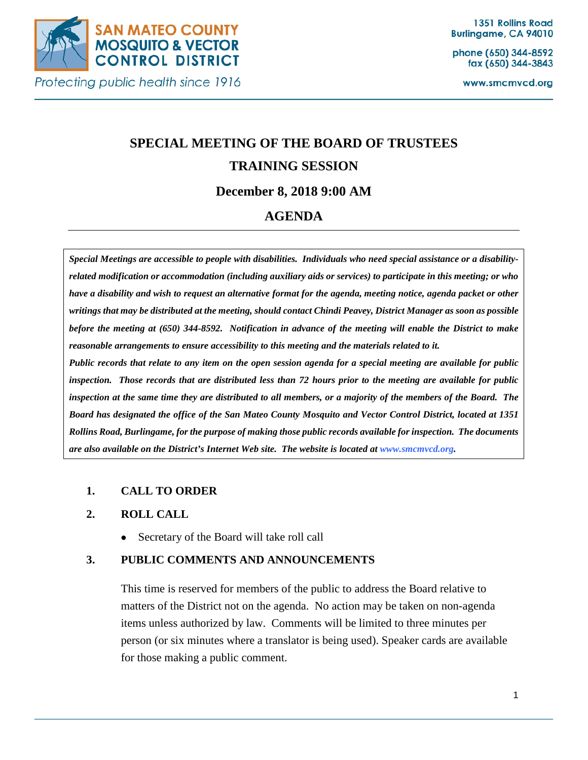**SAN MATEO COUNTY MOSQUITO & VECTOR CONTROL DISTRICT**

*Protecting public health since 1916*

1351 Rollins Road
Burlingame, CA 94010

phone (650) 344-8592
fax (650) 344-3843

www.smcmvcd.org

# SPECIAL MEETING OF THE BOARD OF TRUSTEES

## TRAINING SESSION

## December 8, 2018 9:00 AM

## AGENDA

***Special Meetings are accessible to people with disabilities. Individuals who need special assistance or a disability-related modification or accommodation (including auxiliary aids or services) to participate in this meeting; or who have a disability and wish to request an alternative format for the agenda, meeting notice, agenda packet or other writings that may be distributed at the meeting, should contact Chindi Peavey, District Manager as soon as possible before the meeting at (650) 344-8592. Notification in advance of the meeting will enable the District to make reasonable arrangements to ensure accessibility to this meeting and the materials related to it.***

***Public records that relate to any item on the open session agenda for a special meeting are available for public inspection. Those records that are distributed less than 72 hours prior to the meeting are available for public inspection at the same time they are distributed to all members, or a majority of the members of the Board. The Board has designated the office of the San Mateo County Mosquito and Vector Control District, located at 1351 Rollins Road, Burlingame, for the purpose of making those public records available for inspection. The documents are also available on the District's Internet Web site. The website is located at www.smcmvcd.org.***

**1. CALL TO ORDER**

**2. ROLL CALL**

- Secretary of the Board will take roll call

**3. PUBLIC COMMENTS AND ANNOUNCEMENTS**

This time is reserved for members of the public to address the Board relative to matters of the District not on the agenda. No action may be taken on non-agenda items unless authorized by law. Comments will be limited to three minutes per person (or six minutes where a translator is being used). Speaker cards are available for those making a public comment.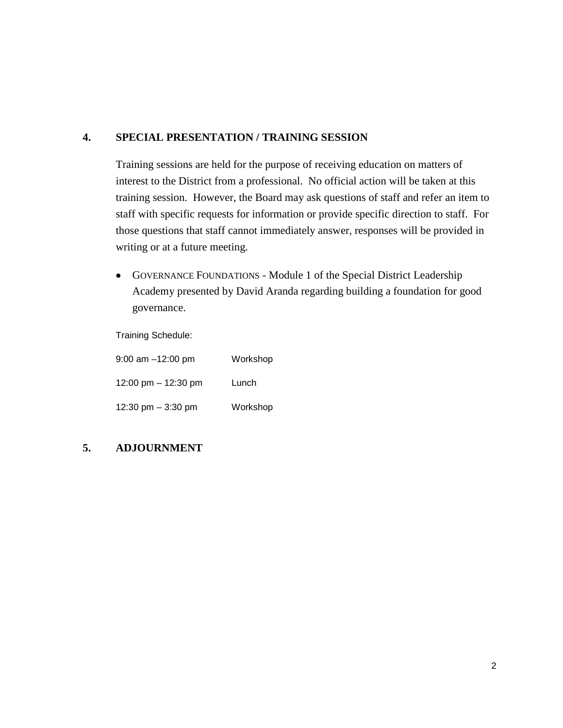## 4. SPECIAL PRESENTATION / TRAINING SESSION

Training sessions are held for the purpose of receiving education on matters of interest to the District from a professional. No official action will be taken at this training session. However, the Board may ask questions of staff and refer an item to staff with specific requests for information or provide specific direction to staff. For those questions that staff cannot immediately answer, responses will be provided in writing or at a future meeting.

- GOVERNANCE FOUNDATIONS - Module 1 of the Special District Leadership Academy presented by David Aranda regarding building a foundation for good governance.

Training Schedule:

| | |
|---|---|
| 9:00 am –12:00 pm | Workshop |
| 12:00 pm – 12:30 pm | Lunch |
| 12:30 pm – 3:30 pm | Workshop |

## 5. ADJOURNMENT